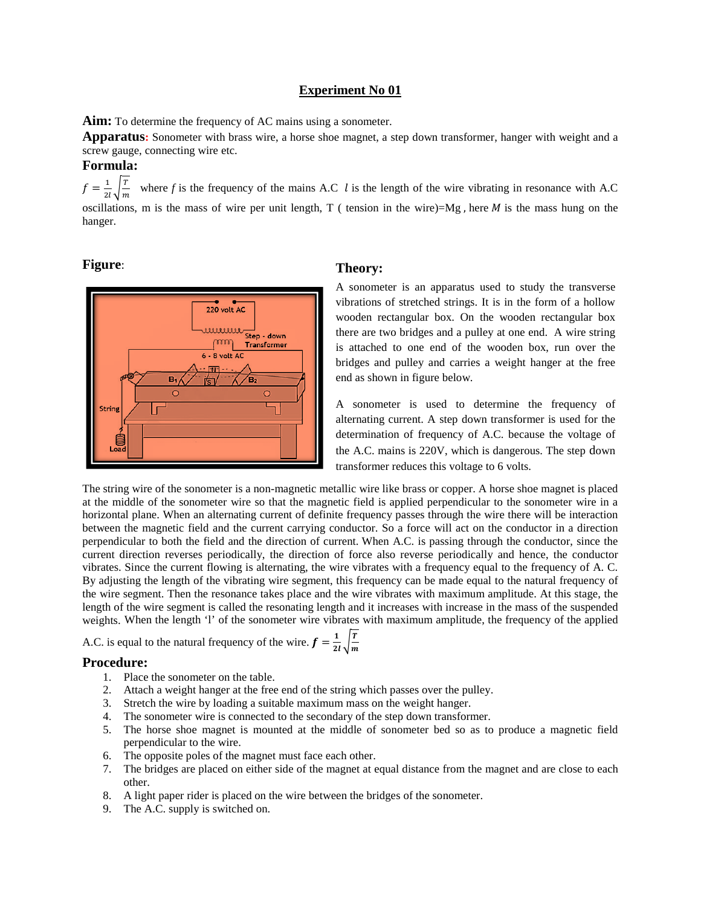# Experiment No 01

**Aim:** To determine the frequency of AC mains using a sonometer.

**Apparatus:** Sonometer with brass wire, a horse shoe magnet, a step down transformer, hanger with weight and a screw gauge, connecting wire etc.

**Formula:**

$f = \frac{1}{2l}\sqrt{\frac{T}{m}}$ where $f$ is the frequency of the mains A.C $l$ is the length of the wire vibrating in resonance with A.C oscillations, m is the mass of wire per unit length, T ( tension in the wire)=Mg , here $M$ is the mass hung on the hanger.

**Figure:**

**Theory:**

A sonometer is an apparatus used to study the transverse vibrations of stretched strings. It is in the form of a hollow wooden rectangular box. On the wooden rectangular box there are two bridges and a pulley at one end. A wire string is attached to one end of the wooden box, run over the bridges and pulley and carries a weight hanger at the free end as shown in figure below.

A sonometer is used to determine the frequency of alternating current. A step down transformer is used for the determination of frequency of A.C. because the voltage of the A.C. mains is 220V, which is dangerous. The step down transformer reduces this voltage to 6 volts.

The string wire of the sonometer is a non-magnetic metallic wire like brass or copper. A horse shoe magnet is placed at the middle of the sonometer wire so that the magnetic field is applied perpendicular to the sonometer wire in a horizontal plane. When an alternating current of definite frequency passes through the wire there will be interaction between the magnetic field and the current carrying conductor. So a force will act on the conductor in a direction perpendicular to both the field and the direction of current. When A.C. is passing through the conductor, since the current direction reverses periodically, the direction of force also reverse periodically and hence, the conductor vibrates. Since the current flowing is alternating, the wire vibrates with a frequency equal to the frequency of A. C. By adjusting the length of the vibrating wire segment, this frequency can be made equal to the natural frequency of the wire segment. Then the resonance takes place and the wire vibrates with maximum amplitude. At this stage, the length of the wire segment is called the resonating length and it increases with increase in the mass of the suspended weights. When the length 'l' of the sonometer wire vibrates with maximum amplitude, the frequency of the applied A.C. is equal to the natural frequency of the wire. $\boldsymbol{f = \frac{1}{2l}\sqrt{\frac{T}{m}}}$

## Procedure:

1. Place the sonometer on the table.
2. Attach a weight hanger at the free end of the string which passes over the pulley.
3. Stretch the wire by loading a suitable maximum mass on the weight hanger.
4. The sonometer wire is connected to the secondary of the step down transformer.
5. The horse shoe magnet is mounted at the middle of sonometer bed so as to produce a magnetic field perpendicular to the wire.
6. The opposite poles of the magnet must face each other.
7. The bridges are placed on either side of the magnet at equal distance from the magnet and are close to each other.
8. A light paper rider is placed on the wire between the bridges of the sonometer.
9. The A.C. supply is switched on.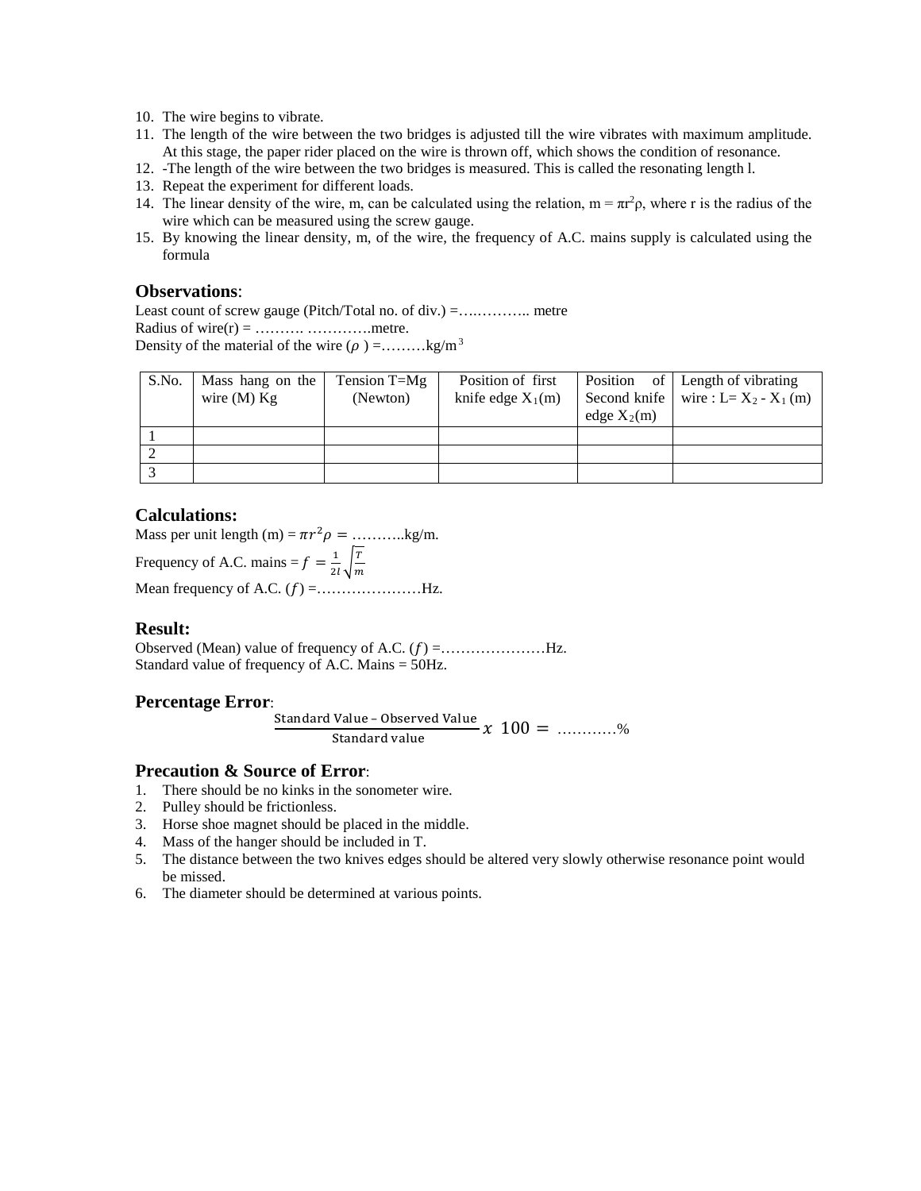10. The wire begins to vibrate.
11. The length of the wire between the two bridges is adjusted till the wire vibrates with maximum amplitude. At this stage, the paper rider placed on the wire is thrown off, which shows the condition of resonance.
12. -The length of the wire between the two bridges is measured. This is called the resonating length l.
13. Repeat the experiment for different loads.
14. The linear density of the wire, m, can be calculated using the relation, $m = \pi r^2 \rho$, where r is the radius of the wire which can be measured using the screw gauge.
15. By knowing the linear density, m, of the wire, the frequency of A.C. mains supply is calculated using the formula

## Observations:

Least count of screw gauge (Pitch/Total no. of div.) =…..……….. metre
Radius of wire(r) = ………. ………….metre.
Density of the material of the wire ($\rho$ ) =………kg/m$^3$

| S.No. | Mass hang on the wire (M) Kg | Tension T=Mg (Newton) | Position of first knife edge $X_1$(m) | Position of Second knife edge $X_2$(m) | Length of vibrating wire : L= $X_2$ - $X_1$ (m) |
|---|---|---|---|---|---|
| 1 | | | | | |
| 2 | | | | | |
| 3 | | | | | |

## Calculations:

Mass per unit length (m) = $\pi r^2 \rho =$ ………..kg/m.

Frequency of A.C. mains = $f = \frac{1}{2l}\sqrt{\frac{T}{m}}$

Mean frequency of A.C. ($f$) =…………………Hz.

## Result:

Observed (Mean) value of frequency of A.C. ($f$) =…………………Hz.
Standard value of frequency of A.C. Mains = 50Hz.

## Percentage Error:

$$\frac{\text{Standard Value – Observed Value}}{\text{Standard value}} x\ 100 = \text{…………}\%$$

## Precaution & Source of Error:

1. There should be no kinks in the sonometer wire.
2. Pulley should be frictionless.
3. Horse shoe magnet should be placed in the middle.
4. Mass of the hanger should be included in T.
5. The distance between the two knives edges should be altered very slowly otherwise resonance point would be missed.
6. The diameter should be determined at various points.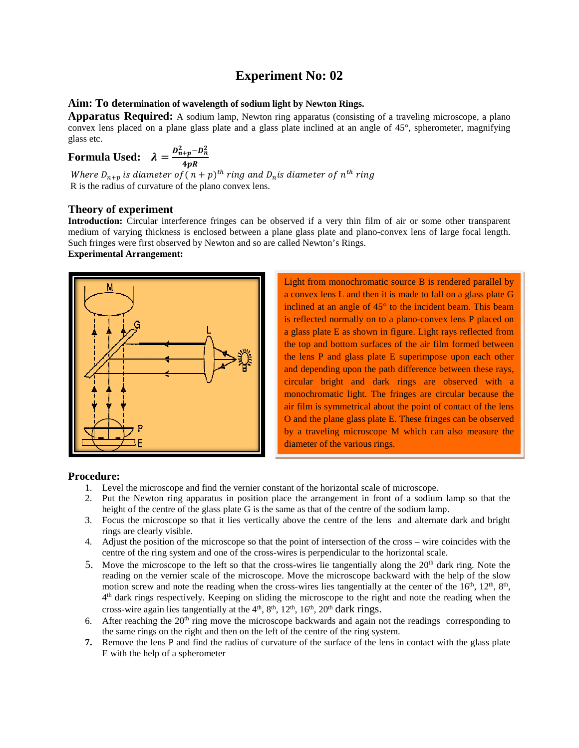# Experiment No: 02

**Aim: To determination of wavelength of sodium light by Newton Rings.**

**Apparatus Required:** A sodium lamp, Newton ring apparatus (consisting of a traveling microscope, a plano convex lens placed on a plane glass plate and a glass plate inclined at an angle of 45°, spherometer, magnifying glass etc.

**Formula Used:** $\lambda = \frac{D_{n+p}^2 - D_n^2}{4pR}$

*Where* $D_{n+p}$ *is diameter of* $(n+p)^{th}$ *ring and* $D_n$ *is diameter of* $n^{th}$ *ring*

R is the radius of curvature of the plano convex lens.

## Theory of experiment

**Introduction:** Circular interference fringes can be observed if a very thin film of air or some other transparent medium of varying thickness is enclosed between a plane glass plate and plano-convex lens of large focal length. Such fringes were first observed by Newton and so are called Newton's Rings.

**Experimental Arrangement:**

Light from monochromatic source B is rendered parallel by a convex lens L and then it is made to fall on a glass plate G inclined at an angle of 45° to the incident beam. This beam is reflected normally on to a plano-convex lens P placed on a glass plate E as shown in figure. Light rays reflected from the top and bottom surfaces of the air film formed between the lens P and glass plate E superimpose upon each other and depending upon the path difference between these rays, circular bright and dark rings are observed with a monochromatic light. The fringes are circular because the air film is symmetrical about the point of contact of the lens O and the plane glass plate E. These fringes can be observed by a traveling microscope M which can also measure the diameter of the various rings.

**Procedure:**

1. Level the microscope and find the vernier constant of the horizontal scale of microscope.
2. Put the Newton ring apparatus in position place the arrangement in front of a sodium lamp so that the height of the centre of the glass plate G is the same as that of the centre of the sodium lamp.
3. Focus the microscope so that it lies vertically above the centre of the lens and alternate dark and bright rings are clearly visible.
4. Adjust the position of the microscope so that the point of intersection of the cross – wire coincides with the centre of the ring system and one of the cross-wires is perpendicular to the horizontal scale.
5. Move the microscope to the left so that the cross-wires lie tangentially along the 20th dark ring. Note the reading on the vernier scale of the microscope. Move the microscope backward with the help of the slow motion screw and note the reading when the cross-wires lies tangentially at the center of the 16th, 12th, 8th, 4th dark rings respectively. Keeping on sliding the microscope to the right and note the reading when the cross-wire again lies tangentially at the 4th, 8th, 12th, 16th, 20th dark rings.
6. After reaching the 20th ring move the microscope backwards and again not the readings corresponding to the same rings on the right and then on the left of the centre of the ring system.
7. Remove the lens P and find the radius of curvature of the surface of the lens in contact with the glass plate E with the help of a spherometer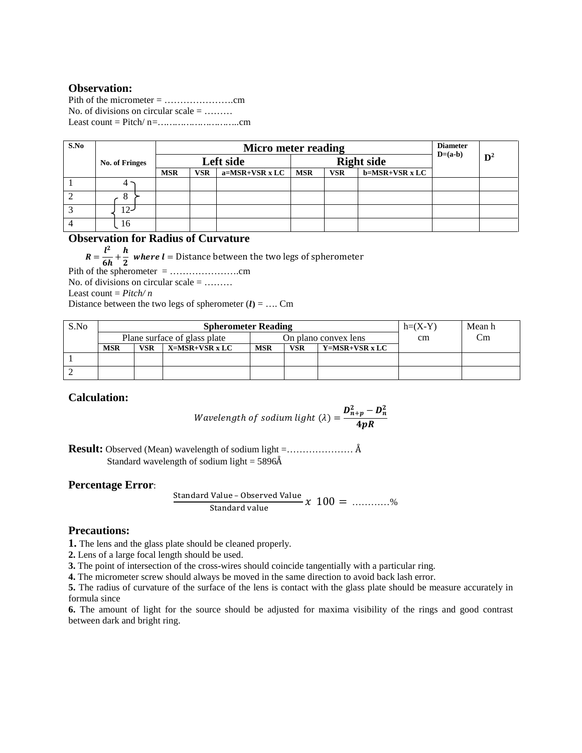## Observation:

Pith of the micrometer = ………………….cm
No. of divisions on circular scale = ………
Least count = Pitch/ n=………………………..cm

| S.No | No. of Fringes | Micro meter reading | | | | | | Diameter D=(a-b) | $D^2$ |
|---|---|---|---|---|---|---|---|---|---|
| | | Left side | | | Right side | | | | |
| | | MSR | VSR | a=MSR+VSR x LC | MSR | VSR | b=MSR+VSR x LC | | |
| 1 | 4 | | | | | | | | |
| 2 | 8 | | | | | | | | |
| 3 | 12 | | | | | | | | |
| 4 | 16 | | | | | | | | |

## Observation for Radius of Curvature

$R = \frac{l^2}{6h} + \frac{h}{2}$ ***where l*** = Distance between the two legs of spherometer

Pith of the spherometer = ………………….cm
No. of divisions on circular scale = ………
Least count = *Pitch/ n*
Distance between the two legs of spherometer (***l***) = …. Cm

| S.No | Spherometer Reading | | | | | | h=(X-Y) cm | Mean h Cm |
|---|---|---|---|---|---|---|---|---|
| | Plane surface of glass plate | | | On plano convex lens | | | | |
| | MSR | VSR | X=MSR+VSR x LC | MSR | VSR | Y=MSR+VSR x LC | | |
| 1 | | | | | | | | |
| 2 | | | | | | | | |

## Calculation:

$$Wavelength\ of\ sodium\ light\ (\lambda) = \frac{D_{n+p}^2 - D_n^2}{4pR}$$

**Result:** Observed (Mean) wavelength of sodium light =………………… Å
Standard wavelength of sodium light = 5896Å

## Percentage Error:

$$\frac{\text{Standard Value – Observed Value}}{\text{Standard value}} x\ 100 = \text{………..\%}$$

## Precautions:

**1.** The lens and the glass plate should be cleaned properly.
**2.** Lens of a large focal length should be used.
**3.** The point of intersection of the cross-wires should coincide tangentially with a particular ring.
**4.** The micrometer screw should always be moved in the same direction to avoid back lash error.
**5.** The radius of curvature of the surface of the lens is contact with the glass plate should be measure accurately in formula since
**6.** The amount of light for the source should be adjusted for maxima visibility of the rings and good contrast between dark and bright ring.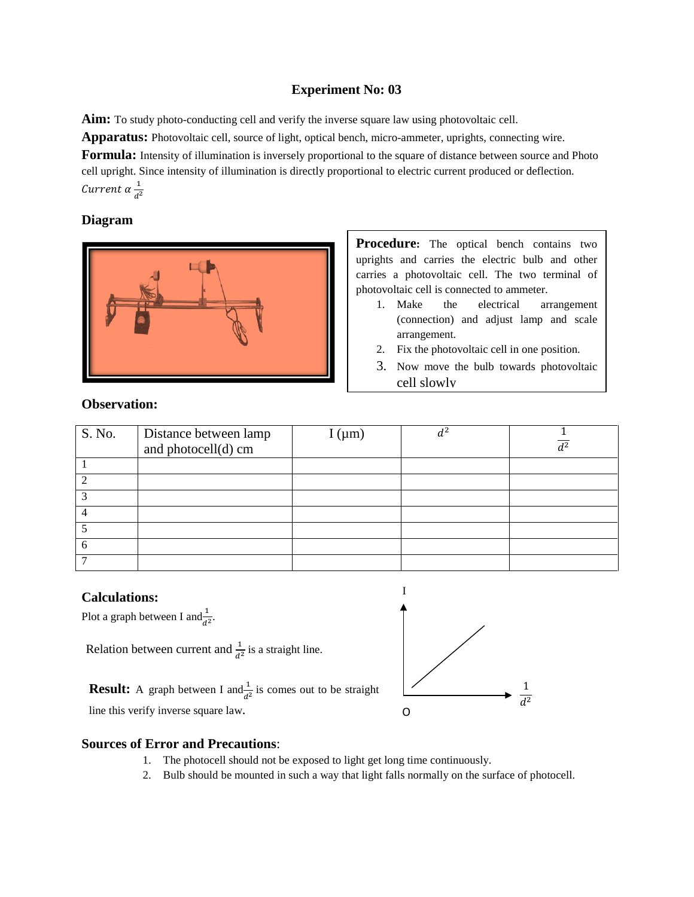## Experiment No: 03

**Aim:** To study photo-conducting cell and verify the inverse square law using photovoltaic cell.

**Apparatus:** Photovoltaic cell, source of light, optical bench, micro-ammeter, uprights, connecting wire.

**Formula:** Intensity of illumination is inversely proportional to the square of distance between source and Photo cell upright. Since intensity of illumination is directly proportional to electric current produced or deflection.

$Current\ \alpha\ \frac{1}{d^2}$

### Diagram

**Procedure:** The optical bench contains two uprights and carries the electric bulb and other carries a photovoltaic cell. The two terminal of photovoltaic cell is connected to ammeter.

1. Make the electrical arrangement (connection) and adjust lamp and scale arrangement.
2. Fix the photovoltaic cell in one position.
3. Now move the bulb towards photovoltaic cell slowly

### Observation:

| S. No. | Distance between lamp and photocell(d) cm | I (μm) | $d^2$ | $\frac{1}{d^2}$ |
|---|---|---|---|---|
| 1 | | | | |
| 2 | | | | |
| 3 | | | | |
| 4 | | | | |
| 5 | | | | |
| 6 | | | | |
| 7 | | | | |

### Calculations:

Plot a graph between I and $\frac{1}{d^2}$.

Relation between current and $\frac{1}{d^2}$ is a straight line.

**Result:** A graph between I and $\frac{1}{d^2}$ is comes out to be straight line this verify inverse square law.

### Sources of Error and Precautions:

1. The photocell should not be exposed to light get long time continuously.
2. Bulb should be mounted in such a way that light falls normally on the surface of photocell.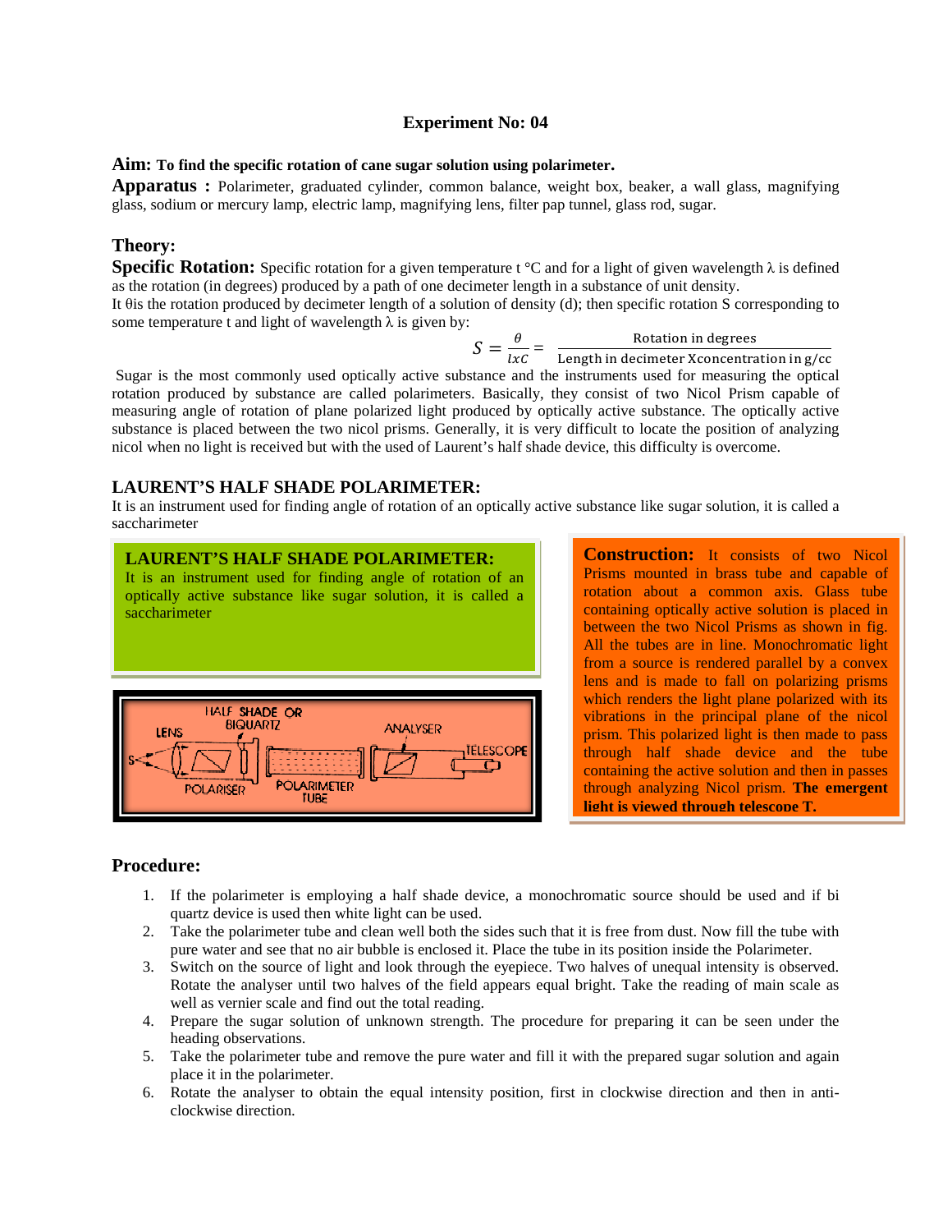# Experiment No: 04

**Aim: To find the specific rotation of cane sugar solution using polarimeter.**

**Apparatus :** Polarimeter, graduated cylinder, common balance, weight box, beaker, a wall glass, magnifying glass, sodium or mercury lamp, electric lamp, magnifying lens, filter pap tunnel, glass rod, sugar.

## Theory:

**Specific Rotation:** Specific rotation for a given temperature t °C and for a light of given wavelength λ is defined as the rotation (in degrees) produced by a path of one decimeter length in a substance of unit density.

It θis the rotation produced by decimeter length of a solution of density (d); then specific rotation S corresponding to some temperature t and light of wavelength λ is given by:

$$S = \frac{\theta}{lxC} = \frac{\text{Rotation in degrees}}{\text{Length in decimeter Xconcentration in g/cc}}$$

Sugar is the most commonly used optically active substance and the instruments used for measuring the optical rotation produced by substance are called polarimeters. Basically, they consist of two Nicol Prism capable of measuring angle of rotation of plane polarized light produced by optically active substance. The optically active substance is placed between the two nicol prisms. Generally, it is very difficult to locate the position of analyzing nicol when no light is received but with the used of Laurent's half shade device, this difficulty is overcome.

## LAURENT'S HALF SHADE POLARIMETER:

It is an instrument used for finding angle of rotation of an optically active substance like sugar solution, it is called a saccharimeter

### LAURENT'S HALF SHADE POLARIMETER:

It is an instrument used for finding angle of rotation of an optically active substance like sugar solution, it is called a saccharimeter

HALF SHADE OR BIQUARTZ, LENS, ANALYSER, TELESCOPE, S, POLARISER, POLARIMETER TUBE

**Construction:** It consists of two Nicol Prisms mounted in brass tube and capable of rotation about a common axis. Glass tube containing optically active solution is placed in between the two Nicol Prisms as shown in fig. All the tubes are in line. Monochromatic light from a source is rendered parallel by a convex lens and is made to fall on polarizing prisms which renders the light plane polarized with its vibrations in the principal plane of the nicol prism. This polarized light is then made to pass through half shade device and the tube containing the active solution and then in passes through analyzing Nicol prism. **The emergent light is viewed through telescope T.**

## Procedure:

1. If the polarimeter is employing a half shade device, a monochromatic source should be used and if bi quartz device is used then white light can be used.
2. Take the polarimeter tube and clean well both the sides such that it is free from dust. Now fill the tube with pure water and see that no air bubble is enclosed it. Place the tube in its position inside the Polarimeter.
3. Switch on the source of light and look through the eyepiece. Two halves of unequal intensity is observed. Rotate the analyser until two halves of the field appears equal bright. Take the reading of main scale as well as vernier scale and find out the total reading.
4. Prepare the sugar solution of unknown strength. The procedure for preparing it can be seen under the heading observations.
5. Take the polarimeter tube and remove the pure water and fill it with the prepared sugar solution and again place it in the polarimeter.
6. Rotate the analyser to obtain the equal intensity position, first in clockwise direction and then in anti-clockwise direction.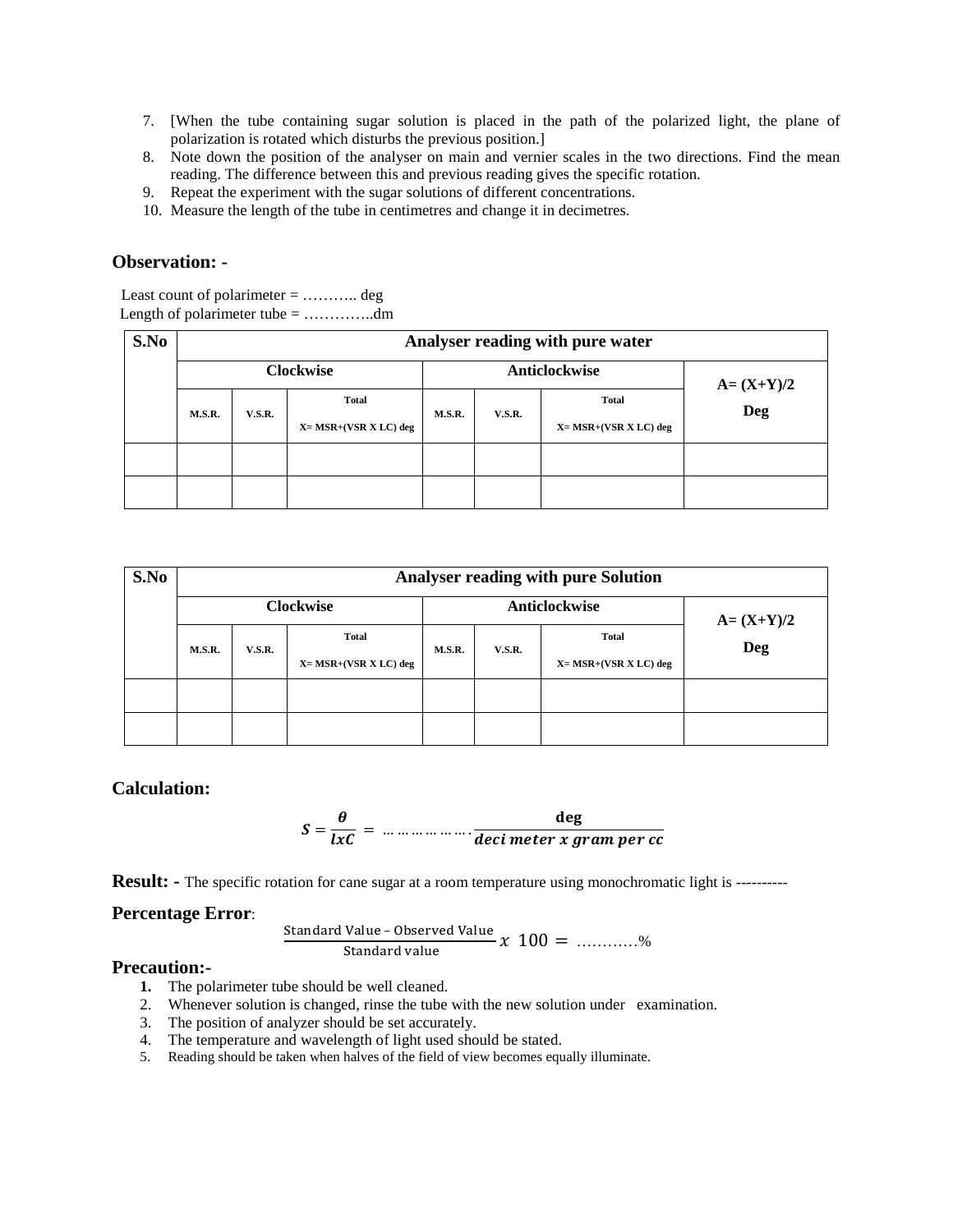7. [When the tube containing sugar solution is placed in the path of the polarized light, the plane of polarization is rotated which disturbs the previous position.]
8. Note down the position of the analyser on main and vernier scales in the two directions. Find the mean reading. The difference between this and previous reading gives the specific rotation.
9. Repeat the experiment with the sugar solutions of different concentrations.
10. Measure the length of the tube in centimetres and change it in decimetres.

## Observation: -

Least count of polarimeter = ……….. deg

Length of polarimeter tube = …………..dm

| S.No | Analyser reading with pure water | | | | | | |
|---|---|---|---|---|---|---|---|
| | Clockwise | | | Anticlockwise | | | A= (X+Y)/2 Deg |
| | M.S.R. | V.S.R. | Total X= MSR+(VSR X LC) deg | M.S.R. | V.S.R. | Total X= MSR+(VSR X LC) deg | |
| | | | | | | | |
| | | | | | | | |

| S.No | Analyser reading with pure Solution | | | | | | |
|---|---|---|---|---|---|---|---|
| | Clockwise | | | Anticlockwise | | | A= (X+Y)/2 Deg |
| | M.S.R. | V.S.R. | Total X= MSR+(VSR X LC) deg | M.S.R. | V.S.R. | Total X= MSR+(VSR X LC) deg | |
| | | | | | | | |
| | | | | | | | |

## Calculation:

$$S = \frac{\theta}{l x C} = \ldots\ldots\ldots\ldots\ldots\ldots \frac{\text{deg}}{\text{deci meter x gram per cc}}$$

**Result: -** The specific rotation for cane sugar at a room temperature using monochromatic light is ----------

**Percentage Error**:

$$\frac{\text{Standard Value – Observed Value}}{\text{Standard value}} x \ 100 = \ldots\ldots\ldots\ldots\%$$

**Precaution:-**

1. The polarimeter tube should be well cleaned.
2. Whenever solution is changed, rinse the tube with the new solution under examination.
3. The position of analyzer should be set accurately.
4. The temperature and wavelength of light used should be stated.
5. Reading should be taken when halves of the field of view becomes equally illuminate.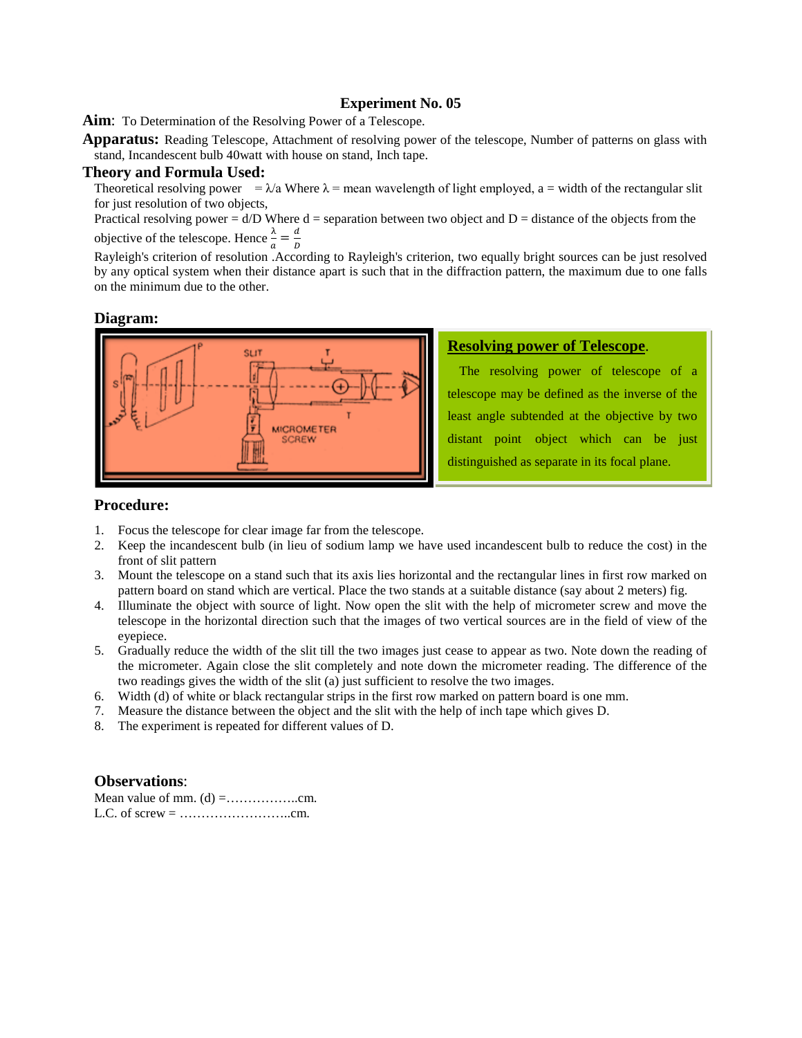## Experiment No. 05

**Aim**: To Determination of the Resolving Power of a Telescope.

**Apparatus:** Reading Telescope, Attachment of resolving power of the telescope, Number of patterns on glass with stand, Incandescent bulb 40watt with house on stand, Inch tape.

## Theory and Formula Used:

Theoretical resolving power $= \lambda/a$ Where $\lambda$ = mean wavelength of light employed, a = width of the rectangular slit for just resolution of two objects,

Practical resolving power = d/D Where d = separation between two object and D = distance of the objects from the objective of the telescope. Hence $\frac{\lambda}{a} = \frac{d}{D}$

Rayleigh's criterion of resolution .According to Rayleigh's criterion, two equally bright sources can be just resolved by any optical system when their distance apart is such that in the diffraction pattern, the maximum due to one falls on the minimum due to the other.

### Diagram:

**Resolving power of Telescope**.

The resolving power of telescope of a telescope may be defined as the inverse of the least angle subtended at the objective by two distant point object which can be just distinguished as separate in its focal plane.

### Procedure:

1. Focus the telescope for clear image far from the telescope.
2. Keep the incandescent bulb (in lieu of sodium lamp we have used incandescent bulb to reduce the cost) in the front of slit pattern
3. Mount the telescope on a stand such that its axis lies horizontal and the rectangular lines in first row marked on pattern board on stand which are vertical. Place the two stands at a suitable distance (say about 2 meters) fig.
4. Illuminate the object with source of light. Now open the slit with the help of micrometer screw and move the telescope in the horizontal direction such that the images of two vertical sources are in the field of view of the eyepiece.
5. Gradually reduce the width of the slit till the two images just cease to appear as two. Note down the reading of the micrometer. Again close the slit completely and note down the micrometer reading. The difference of the two readings gives the width of the slit (a) just sufficient to resolve the two images.
6. Width (d) of white or black rectangular strips in the first row marked on pattern board is one mm.
7. Measure the distance between the object and the slit with the help of inch tape which gives D.
8. The experiment is repeated for different values of D.

### Observations:

Mean value of mm. (d) =……………..cm.

L.C. of screw = ……………………..cm.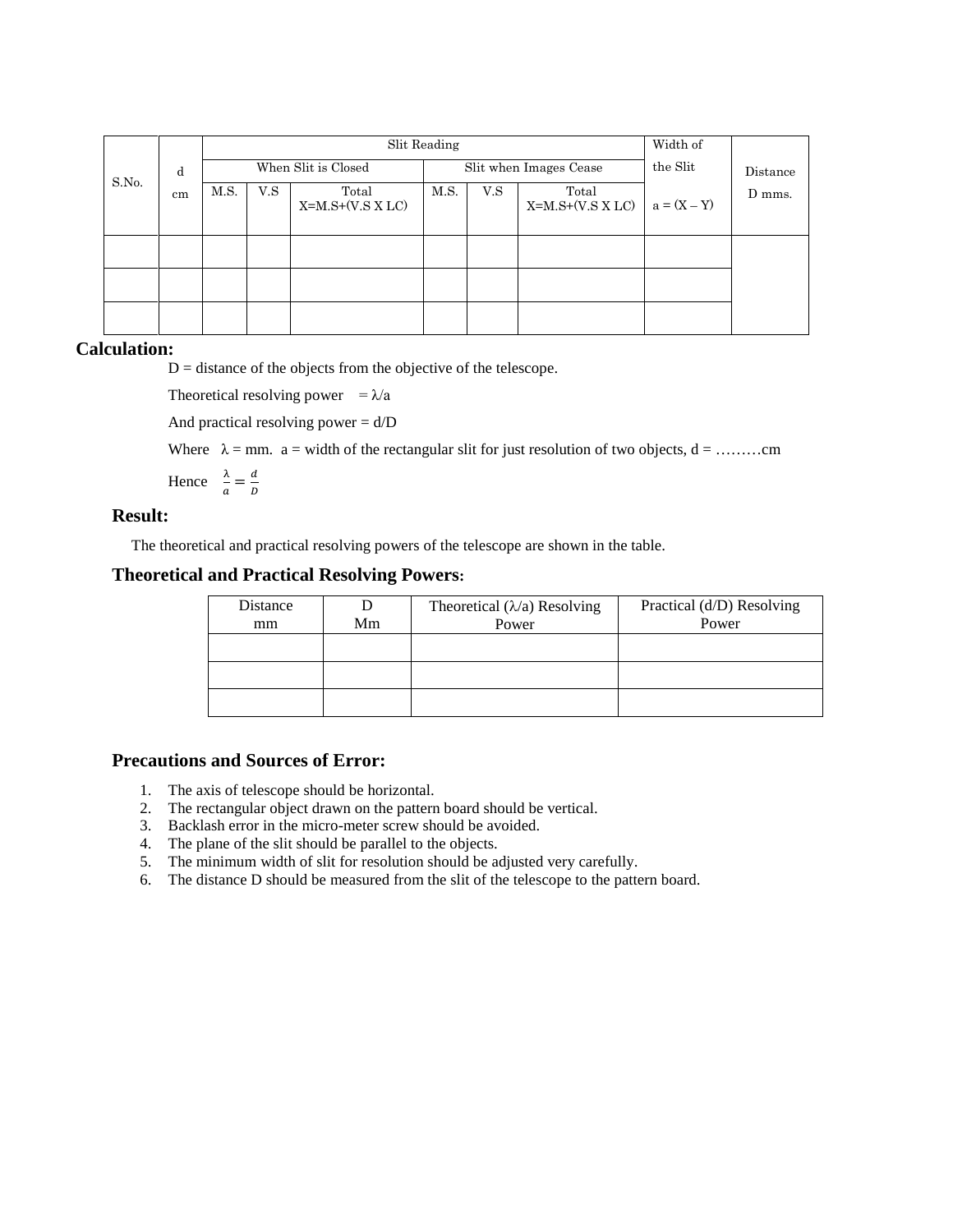| S.No. | d cm | Slit Reading | | | | | | Width of the Slit | Distance D mms. |
|---|---|---|---|---|---|---|---|---|---|
| | | When Slit is Closed | | | Slit when Images Cease | | | | |
| | | M.S. | V.S | Total X=M.S+(V.S X LC) | M.S. | V.S | Total X=M.S+(V.S X LC) | a = (X – Y) | |
| | | | | | | | | | |
| | | | | | | | | | |
| | | | | | | | | | |

**Calculation:**

D = distance of the objects from the objective of the telescope.

Theoretical resolving power $= \lambda/a$

And practical resolving power = d/D

Where $\lambda$ = mm. a = width of the rectangular slit for just resolution of two objects, d = ………cm

Hence $\frac{\lambda}{a} = \frac{d}{D}$

## Result:

The theoretical and practical resolving powers of the telescope are shown in the table.

## Theoretical and Practical Resolving Powers:

| Distance mm | D Mm | Theoretical ($\lambda$/a) Resolving Power | Practical (d/D) Resolving Power |
|---|---|---|---|
| | | | |
| | | | |
| | | | |

## Precautions and Sources of Error:

1. The axis of telescope should be horizontal.
2. The rectangular object drawn on the pattern board should be vertical.
3. Backlash error in the micro-meter screw should be avoided.
4. The plane of the slit should be parallel to the objects.
5. The minimum width of slit for resolution should be adjusted very carefully.
6. The distance D should be measured from the slit of the telescope to the pattern board.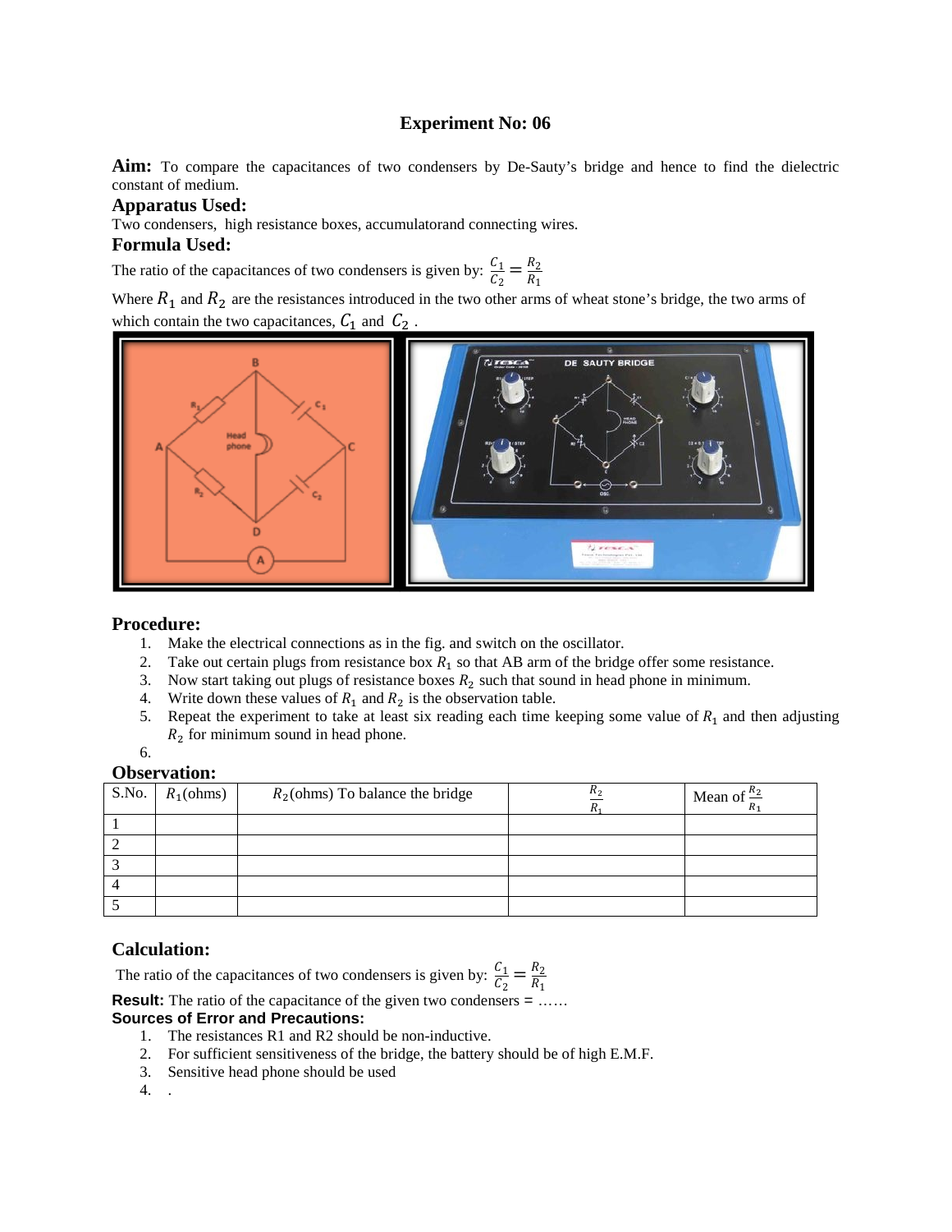# Experiment No: 06

**Aim:** To compare the capacitances of two condensers by De-Sauty's bridge and hence to find the dielectric constant of medium.

### Apparatus Used:

Two condensers, high resistance boxes, accumulatorand connecting wires.

### Formula Used:

The ratio of the capacitances of two condensers is given by: $\frac{C_1}{C_2} = \frac{R_2}{R_1}$

Where $R_1$ and $R_2$ are the resistances introduced in the two other arms of wheat stone's bridge, the two arms of which contain the two capacitances, $C_1$ and $C_2$ .

### Procedure:

1. Make the electrical connections as in the fig. and switch on the oscillator.
2. Take out certain plugs from resistance box $R_1$ so that AB arm of the bridge offer some resistance.
3. Now start taking out plugs of resistance boxes $R_2$ such that sound in head phone in minimum.
4. Write down these values of $R_1$ and $R_2$ is the observation table.
5. Repeat the experiment to take at least six reading each time keeping some value of $R_1$ and then adjusting $R_2$ for minimum sound in head phone.
6.

### Observation:

| S.No. | $R_1$(ohms) | $R_2$(ohms) To balance the bridge | $\frac{R_2}{R_1}$ | Mean of $\frac{R_2}{R_1}$ |
|---|---|---|---|---|
| 1 | | | | |
| 2 | | | | |
| 3 | | | | |
| 4 | | | | |
| 5 | | | | |

### Calculation:

The ratio of the capacitances of two condensers is given by: $\frac{C_1}{C_2} = \frac{R_2}{R_1}$

**Result:** The ratio of the capacitance of the given two condensers = ……

**Sources of Error and Precautions:**

1. The resistances R1 and R2 should be non-inductive.
2. For sufficient sensitiveness of the bridge, the battery should be of high E.M.F.
3. Sensitive head phone should be used
4. .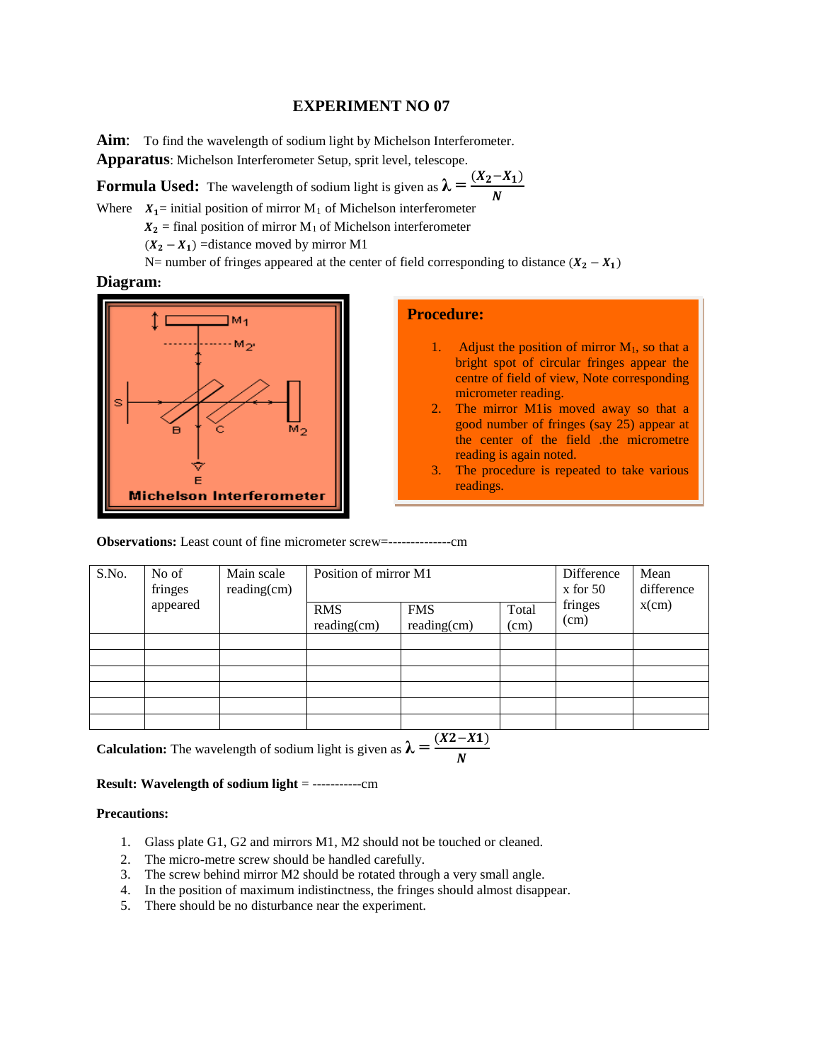# EXPERIMENT NO 07

**Aim**: To find the wavelength of sodium light by Michelson Interferometer.

**Apparatus**: Michelson Interferometer Setup, sprit level, telescope.

**Formula Used:** The wavelength of sodium light is given as $\lambda = \frac{(X_2 - X_1)}{N}$

Where $X_1$= initial position of mirror $M_1$ of Michelson interferometer

$X_2$ = final position of mirror $M_1$ of Michelson interferometer

$(X_2 - X_1)$ =distance moved by mirror M1

N= number of fringes appeared at the center of field corresponding to distance $(X_2 - X_1)$

**Diagram:**

Michelson Interferometer

**Procedure:**

1. Adjust the position of mirror $M_1$, so that a bright spot of circular fringes appear the centre of field of view, Note corresponding micrometer reading.
2. The mirror M1is moved away so that a good number of fringes (say 25) appear at the center of the field .the micrometre reading is again noted.
3. The procedure is repeated to take various readings.

**Observations:** Least count of fine micrometer screw=--------------cm

| S.No. | No of fringes appeared | Main scale reading(cm) | Position of mirror M1 | | | Difference x for 50 fringes (cm) | Mean difference x(cm) |
|---|---|---|---|---|---|---|---|
| | | | RMS reading(cm) | FMS reading(cm) | Total (cm) | | |
| | | | | | | | |
| | | | | | | | |
| | | | | | | | |
| | | | | | | | |
| | | | | | | | |
| | | | | | | | |

**Calculation:** The wavelength of sodium light is given as $\lambda = \frac{(X2 - X1)}{N}$

**Result: Wavelength of sodium light** = -----------cm

**Precautions:**

1. Glass plate G1, G2 and mirrors M1, M2 should not be touched or cleaned.
2. The micro-metre screw should be handled carefully.
3. The screw behind mirror M2 should be rotated through a very small angle.
4. In the position of maximum indistinctness, the fringes should almost disappear.
5. There should be no disturbance near the experiment.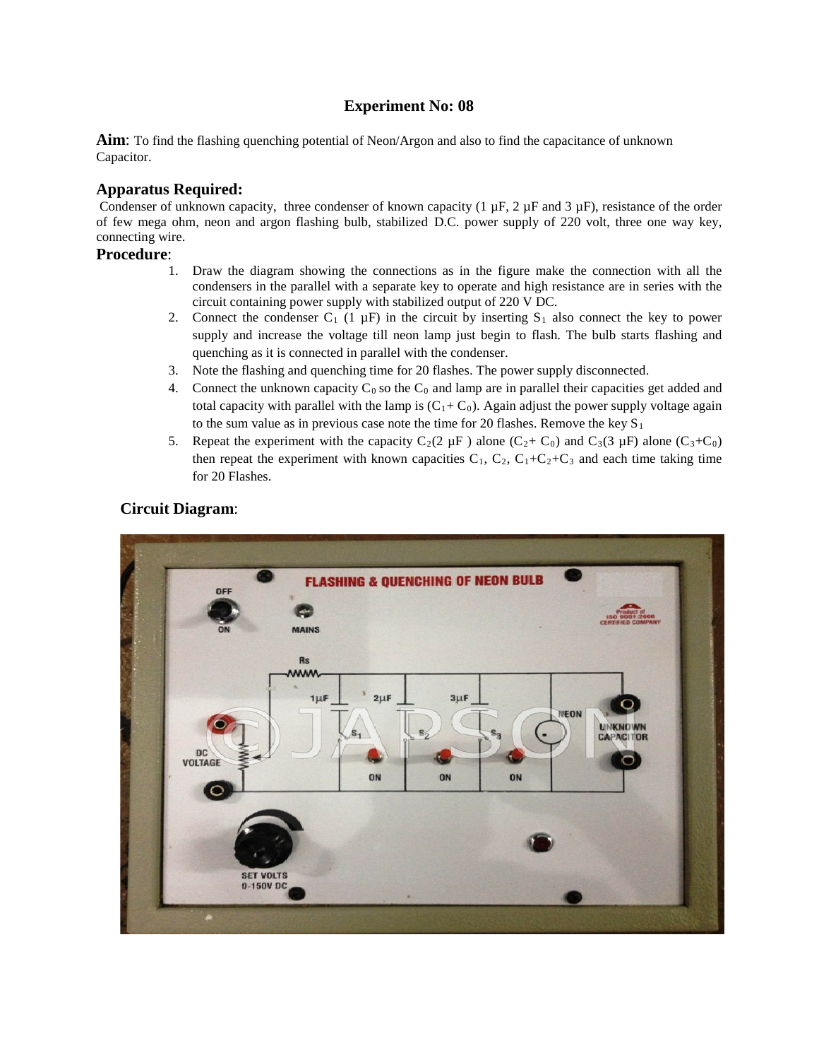## Experiment No: 08

**Aim**: To find the flashing quenching potential of Neon/Argon and also to find the capacitance of unknown Capacitor.

### Apparatus Required:

Condenser of unknown capacity, three condenser of known capacity (1 µF, 2 µF and 3 µF), resistance of the order of few mega ohm, neon and argon flashing bulb, stabilized D.C. power supply of 220 volt, three one way key, connecting wire.

### Procedure:

1. Draw the diagram showing the connections as in the figure make the connection with all the condensers in the parallel with a separate key to operate and high resistance are in series with the circuit containing power supply with stabilized output of 220 V DC.
2. Connect the condenser $C_1$ (1 µF) in the circuit by inserting $S_1$ also connect the key to power supply and increase the voltage till neon lamp just begin to flash. The bulb starts flashing and quenching as it is connected in parallel with the condenser.
3. Note the flashing and quenching time for 20 flashes. The power supply disconnected.
4. Connect the unknown capacity $C_0$ so the $C_0$ and lamp are in parallel their capacities get added and total capacity with parallel with the lamp is $(C_1 + C_0)$. Again adjust the power supply voltage again to the sum value as in previous case note the time for 20 flashes. Remove the key $S_1$
5. Repeat the experiment with the capacity $C_2$(2 µF ) alone $(C_2 + C_0)$ and $C_3$(3 µF) alone $(C_3+C_0)$ then repeat the experiment with known capacities $C_1$, $C_2$, $C_1+C_2+C_3$ and each time taking time for 20 Flashes.

### Circuit Diagram: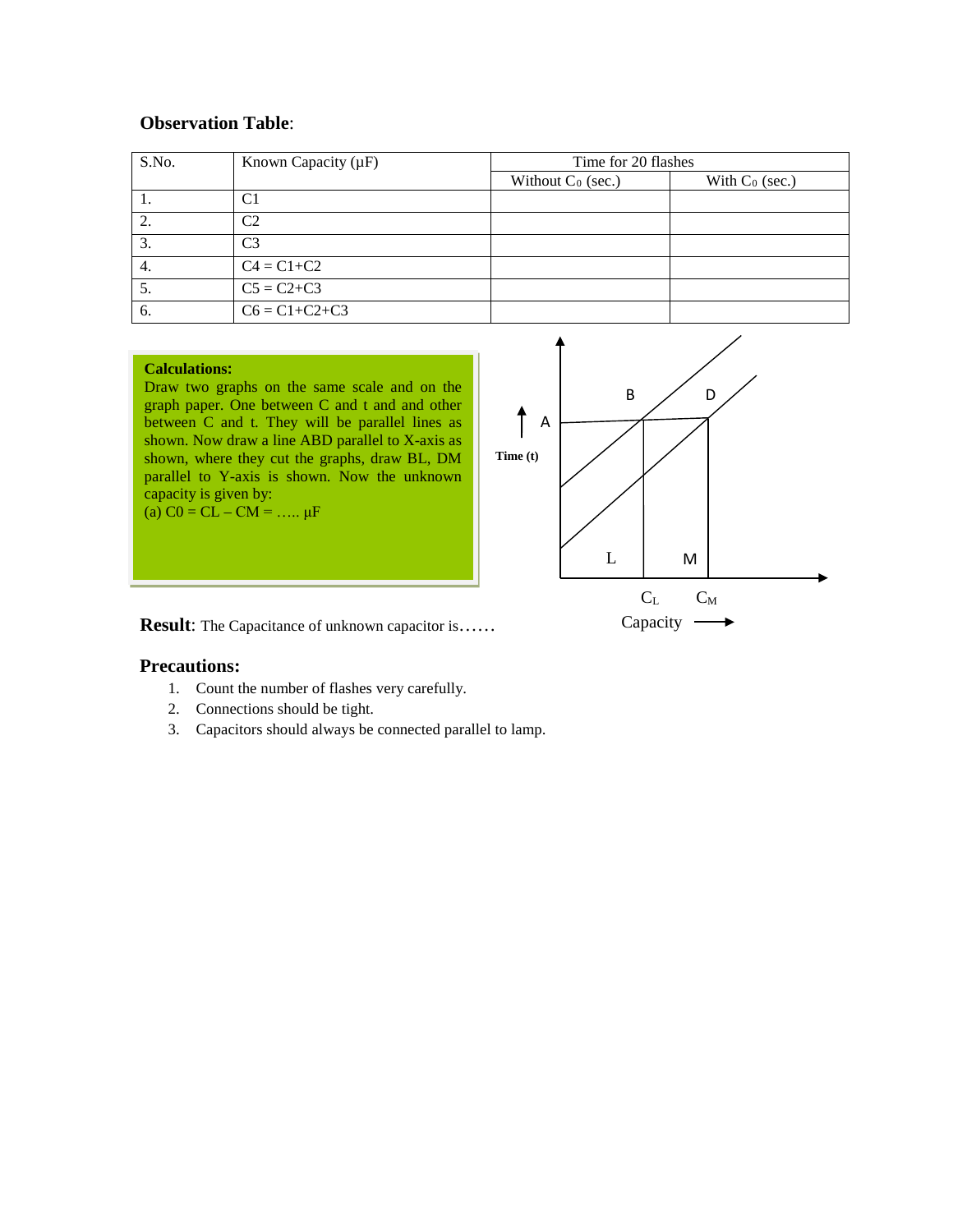**Observation Table**:

| S.No. | Known Capacity (μF) | Time for 20 flashes | |
|---|---|---|---|
| | | Without $C_0$ (sec.) | With $C_0$ (sec.) |
| 1. | C1 | | |
| 2. | C2 | | |
| 3. | C3 | | |
| 4. | C4 = C1+C2 | | |
| 5. | C5 = C2+C3 | | |
| 6. | C6 = C1+C2+C3 | | |

**Calculations:**

Draw two graphs on the same scale and on the graph paper. One between C and t and and other between C and t. They will be parallel lines as shown. Now draw a line ABD parallel to X-axis as shown, where they cut the graphs, draw BL, DM parallel to Y-axis is shown. Now the unknown capacity is given by:

(a) C0 = CL – CM = ….. μF

A, B, D, L, M

Time (t)

$C_L$ $C_M$

Capacity

**Result**: The Capacitance of unknown capacitor is……

**Precautions:**

1. Count the number of flashes very carefully.
2. Connections should be tight.
3. Capacitors should always be connected parallel to lamp.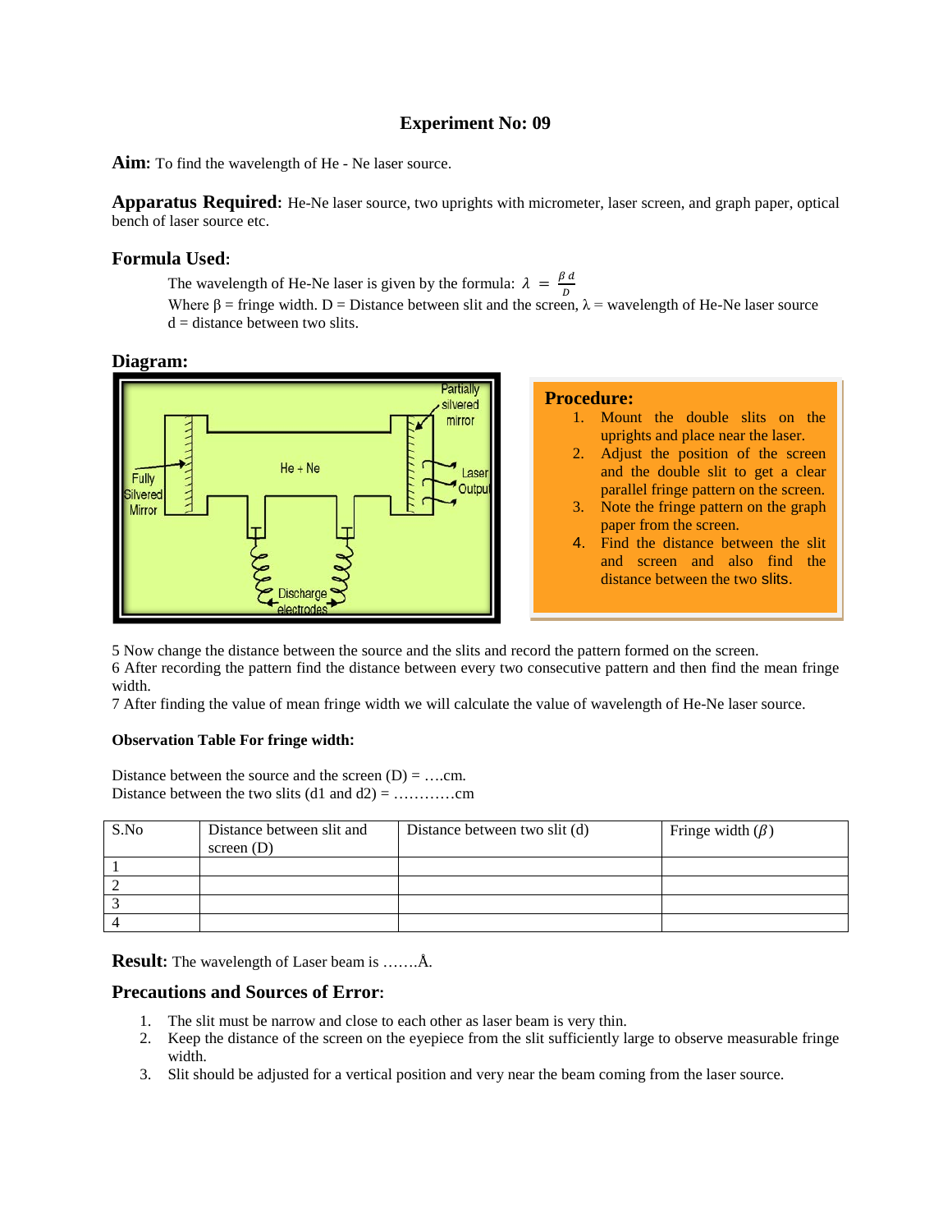# Experiment No: 09

**Aim:** To find the wavelength of He - Ne laser source.

**Apparatus Required:** He-Ne laser source, two uprights with micrometer, laser screen, and graph paper, optical bench of laser source etc.

## Formula Used:

The wavelength of He-Ne laser is given by the formula: $\lambda = \frac{\beta d}{D}$

Where β = fringe width. D = Distance between slit and the screen, λ = wavelength of He-Ne laser source d = distance between two slits.

## Diagram:

## Procedure:

1. Mount the double slits on the uprights and place near the laser.
2. Adjust the position of the screen and the double slit to get a clear parallel fringe pattern on the screen.
3. Note the fringe pattern on the graph paper from the screen.
4. Find the distance between the slit and screen and also find the distance between the two slits.

5 Now change the distance between the source and the slits and record the pattern formed on the screen.
6 After recording the pattern find the distance between every two consecutive pattern and then find the mean fringe width.
7 After finding the value of mean fringe width we will calculate the value of wavelength of He-Ne laser source.

**Observation Table For fringe width:**

Distance between the source and the screen (D) = ….cm.
Distance between the two slits (d1 and d2) = …………cm

| S.No | Distance between slit and screen (D) | Distance between two slit (d) | Fringe width ($\beta$) |
|---|---|---|---|
| 1 | | | |
| 2 | | | |
| 3 | | | |
| 4 | | | |

**Result:** The wavelength of Laser beam is …….Å.

## Precautions and Sources of Error:

1. The slit must be narrow and close to each other as laser beam is very thin.
2. Keep the distance of the screen on the eyepiece from the slit sufficiently large to observe measurable fringe width.
3. Slit should be adjusted for a vertical position and very near the beam coming from the laser source.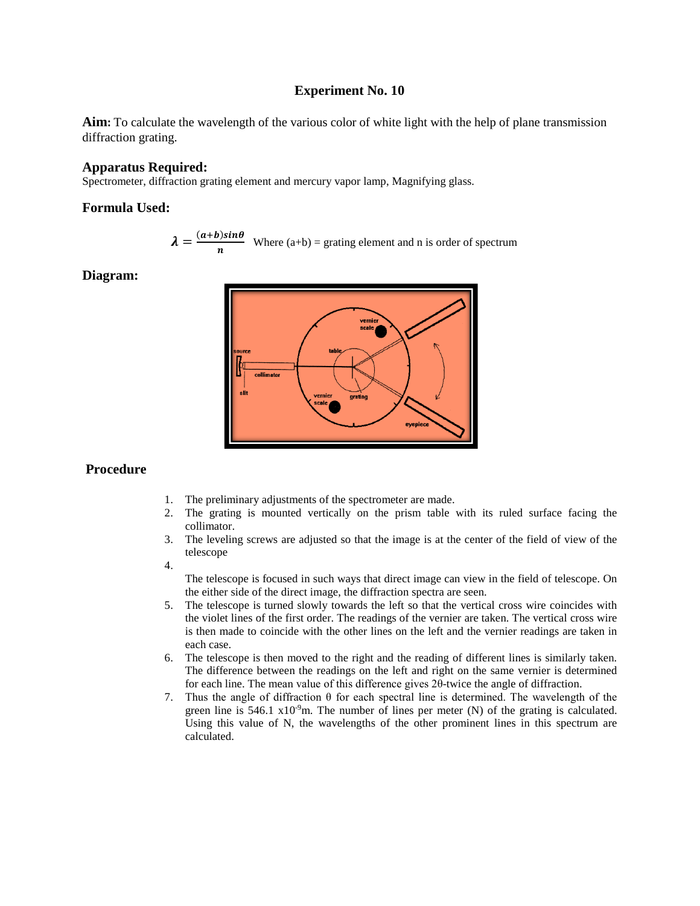# Experiment No. 10

**Aim:** To calculate the wavelength of the various color of white light with the help of plane transmission diffraction grating.

### Apparatus Required:

Spectrometer, diffraction grating element and mercury vapor lamp, Magnifying glass.

### Formula Used:

$$\lambda = \frac{(a+b)\sin\theta}{n}$$ Where (a+b) = grating element and n is order of spectrum

### Diagram:

### Procedure

1. The preliminary adjustments of the spectrometer are made.
2. The grating is mounted vertically on the prism table with its ruled surface facing the collimator.
3. The leveling screws are adjusted so that the image is at the center of the field of view of the telescope
4. The telescope is focused in such ways that direct image can view in the field of telescope. On the either side of the direct image, the diffraction spectra are seen.
5. The telescope is turned slowly towards the left so that the vertical cross wire coincides with the violet lines of the first order. The readings of the vernier are taken. The vertical cross wire is then made to coincide with the other lines on the left and the vernier readings are taken in each case.
6. The telescope is then moved to the right and the reading of different lines is similarly taken. The difference between the readings on the left and right on the same vernier is determined for each line. The mean value of this difference gives 2θ-twice the angle of diffraction.
7. Thus the angle of diffraction θ for each spectral line is determined. The wavelength of the green line is 546.1 $\times 10^{-9}$m. The number of lines per meter (N) of the grating is calculated. Using this value of N, the wavelengths of the other prominent lines in this spectrum are calculated.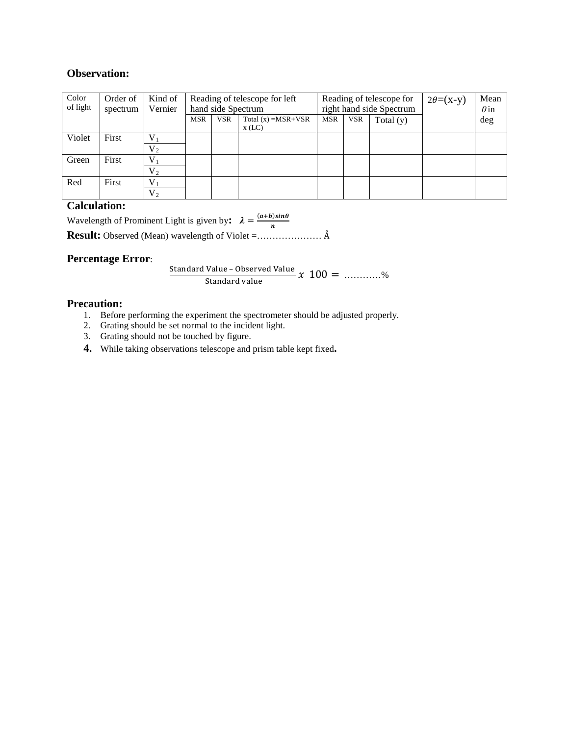### Observation:

| Color of light | Order of spectrum | Kind of Vernier | Reading of telescope for left hand side Spectrum | | | Reading of telescope for right hand side Spectrum | | | $2\theta$=(x-y) | Mean $\theta$ in deg |
|---|---|---|---|---|---|---|---|---|---|---|
| | | | MSR | VSR | Total (x) =MSR+VSR x (LC) | MSR | VSR | Total (y) | | |
| Violet | First | $V_1$ | | | | | | | | |
| | | $V_2$ | | | | | | | | |
| Green | First | $V_1$ | | | | | | | | |
| | | $V_2$ | | | | | | | | |
| Red | First | $V_1$ | | | | | | | | |
| | | $V_2$ | | | | | | | | |

### Calculation:

Wavelength of Prominent Light is given by**:** $\boldsymbol{\lambda = \frac{(a+b)sin\theta}{n}}$

**Result:** Observed (Mean) wavelength of Violet =………………… Å

### Percentage Error:

$$\frac{\text{Standard Value – Observed Value}}{\text{Standard value}} x\ 100 = \text{………..\%}$$

### Precaution:

1. Before performing the experiment the spectrometer should be adjusted properly.
2. Grating should be set normal to the incident light.
3. Grating should not be touched by figure.
4. While taking observations telescope and prism table kept fixed**.**